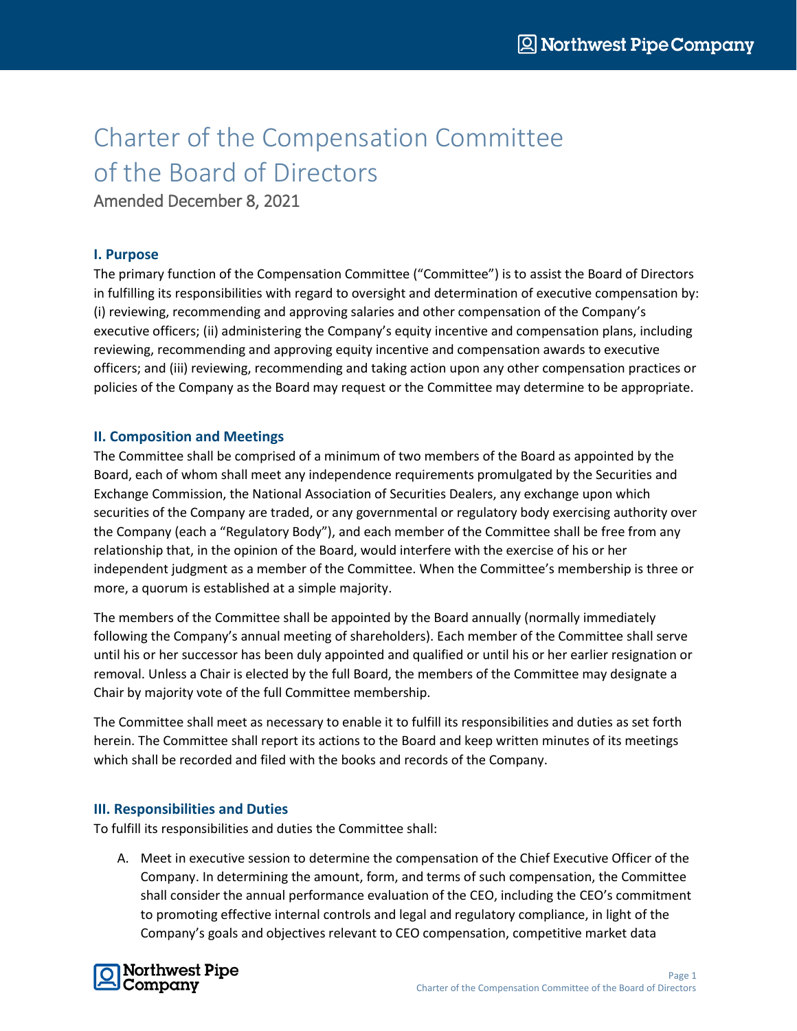# Charter of the Compensation Committee of the Board of Directors

Amended December 8, 2021

## I. Purpose

The primary function of the Compensation Committee ("Committee") is to assist the Board of Directors in fulfilling its responsibilities with regard to oversight and determination of executive compensation by: (i) reviewing, recommending and approving salaries and other compensation of the Company's executive officers; (ii) administering the Company's equity incentive and compensation plans, including reviewing, recommending and approving equity incentive and compensation awards to executive officers; and (iii) reviewing, recommending and taking action upon any other compensation practices or policies of the Company as the Board may request or the Committee may determine to be appropriate.

## II. Composition and Meetings

The Committee shall be comprised of a minimum of two members of the Board as appointed by the Board, each of whom shall meet any independence requirements promulgated by the Securities and Exchange Commission, the National Association of Securities Dealers, any exchange upon which securities of the Company are traded, or any governmental or regulatory body exercising authority over the Company (each a "Regulatory Body"), and each member of the Committee shall be free from any relationship that, in the opinion of the Board, would interfere with the exercise of his or her independent judgment as a member of the Committee. When the Committee's membership is three or more, a quorum is established at a simple majority.

The members of the Committee shall be appointed by the Board annually (normally immediately following the Company's annual meeting of shareholders). Each member of the Committee shall serve until his or her successor has been duly appointed and qualified or until his or her earlier resignation or removal. Unless a Chair is elected by the full Board, the members of the Committee may designate a Chair by majority vote of the full Committee membership.

The Committee shall meet as necessary to enable it to fulfill its responsibilities and duties as set forth herein. The Committee shall report its actions to the Board and keep written minutes of its meetings which shall be recorded and filed with the books and records of the Company.

## III. Responsibilities and Duties

To fulfill its responsibilities and duties the Committee shall:

A. Meet in executive session to determine the compensation of the Chief Executive Officer of the Company. In determining the amount, form, and terms of such compensation, the Committee shall consider the annual performance evaluation of the CEO, including the CEO's commitment to promoting effective internal controls and legal and regulatory compliance, in light of the Company's goals and objectives relevant to CEO compensation, competitive market data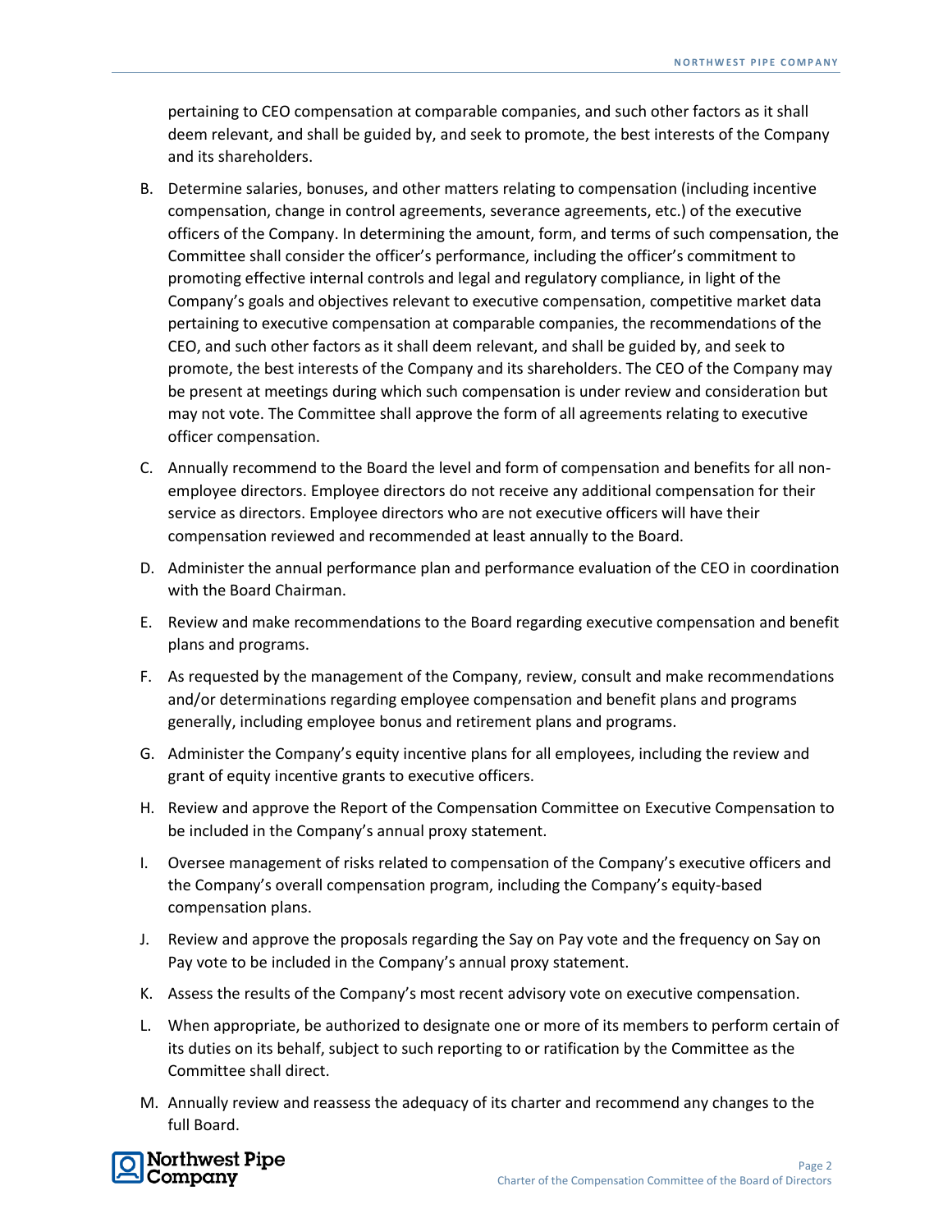pertaining to CEO compensation at comparable companies, and such other factors as it shall deem relevant, and shall be guided by, and seek to promote, the best interests of the Company and its shareholders.

B. Determine salaries, bonuses, and other matters relating to compensation (including incentive compensation, change in control agreements, severance agreements, etc.) of the executive officers of the Company. In determining the amount, form, and terms of such compensation, the Committee shall consider the officer's performance, including the officer's commitment to promoting effective internal controls and legal and regulatory compliance, in light of the Company's goals and objectives relevant to executive compensation, competitive market data pertaining to executive compensation at comparable companies, the recommendations of the CEO, and such other factors as it shall deem relevant, and shall be guided by, and seek to promote, the best interests of the Company and its shareholders. The CEO of the Company may be present at meetings during which such compensation is under review and consideration but may not vote. The Committee shall approve the form of all agreements relating to executive officer compensation.

C. Annually recommend to the Board the level and form of compensation and benefits for all non-employee directors. Employee directors do not receive any additional compensation for their service as directors. Employee directors who are not executive officers will have their compensation reviewed and recommended at least annually to the Board.

D. Administer the annual performance plan and performance evaluation of the CEO in coordination with the Board Chairman.

E. Review and make recommendations to the Board regarding executive compensation and benefit plans and programs.

F. As requested by the management of the Company, review, consult and make recommendations and/or determinations regarding employee compensation and benefit plans and programs generally, including employee bonus and retirement plans and programs.

G. Administer the Company's equity incentive plans for all employees, including the review and grant of equity incentive grants to executive officers.

H. Review and approve the Report of the Compensation Committee on Executive Compensation to be included in the Company's annual proxy statement.

I. Oversee management of risks related to compensation of the Company's executive officers and the Company's overall compensation program, including the Company's equity-based compensation plans.

J. Review and approve the proposals regarding the Say on Pay vote and the frequency on Say on Pay vote to be included in the Company's annual proxy statement.

K. Assess the results of the Company's most recent advisory vote on executive compensation.

L. When appropriate, be authorized to designate one or more of its members to perform certain of its duties on its behalf, subject to such reporting to or ratification by the Committee as the Committee shall direct.

M. Annually review and reassess the adequacy of its charter and recommend any changes to the full Board.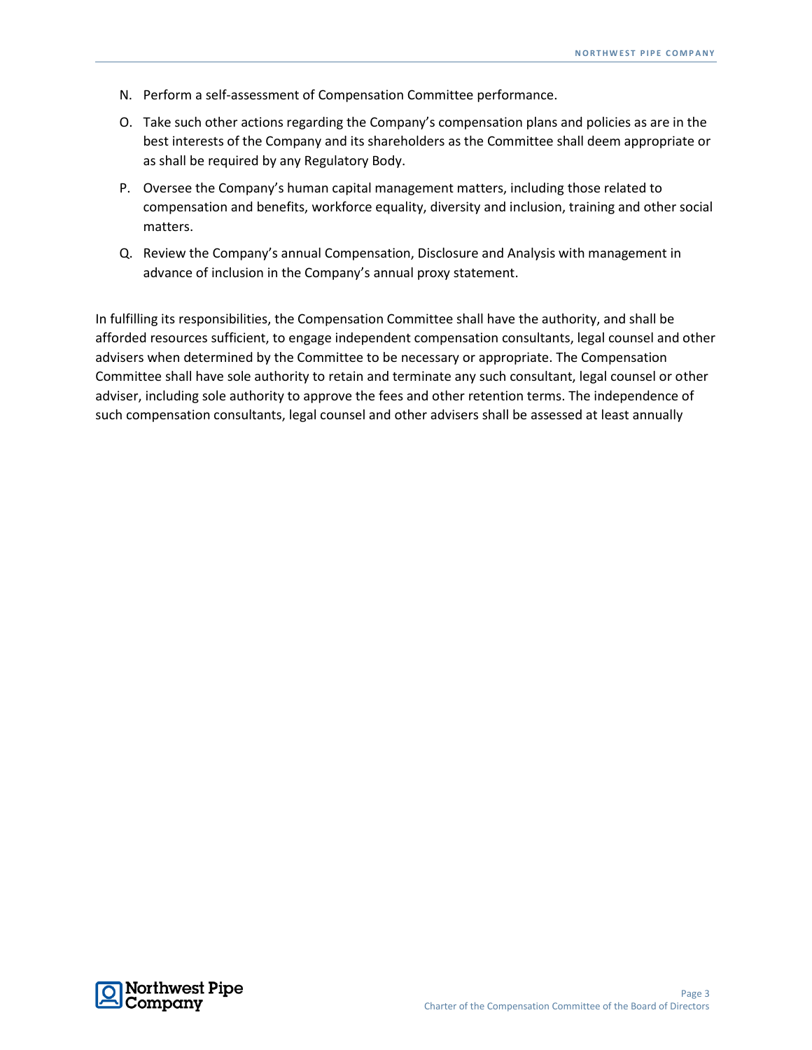N. Perform a self-assessment of Compensation Committee performance.

O. Take such other actions regarding the Company's compensation plans and policies as are in the best interests of the Company and its shareholders as the Committee shall deem appropriate or as shall be required by any Regulatory Body.

P. Oversee the Company's human capital management matters, including those related to compensation and benefits, workforce equality, diversity and inclusion, training and other social matters.

Q. Review the Company's annual Compensation, Disclosure and Analysis with management in advance of inclusion in the Company's annual proxy statement.

In fulfilling its responsibilities, the Compensation Committee shall have the authority, and shall be afforded resources sufficient, to engage independent compensation consultants, legal counsel and other advisers when determined by the Committee to be necessary or appropriate. The Compensation Committee shall have sole authority to retain and terminate any such consultant, legal counsel or other adviser, including sole authority to approve the fees and other retention terms. The independence of such compensation consultants, legal counsel and other advisers shall be assessed at least annually